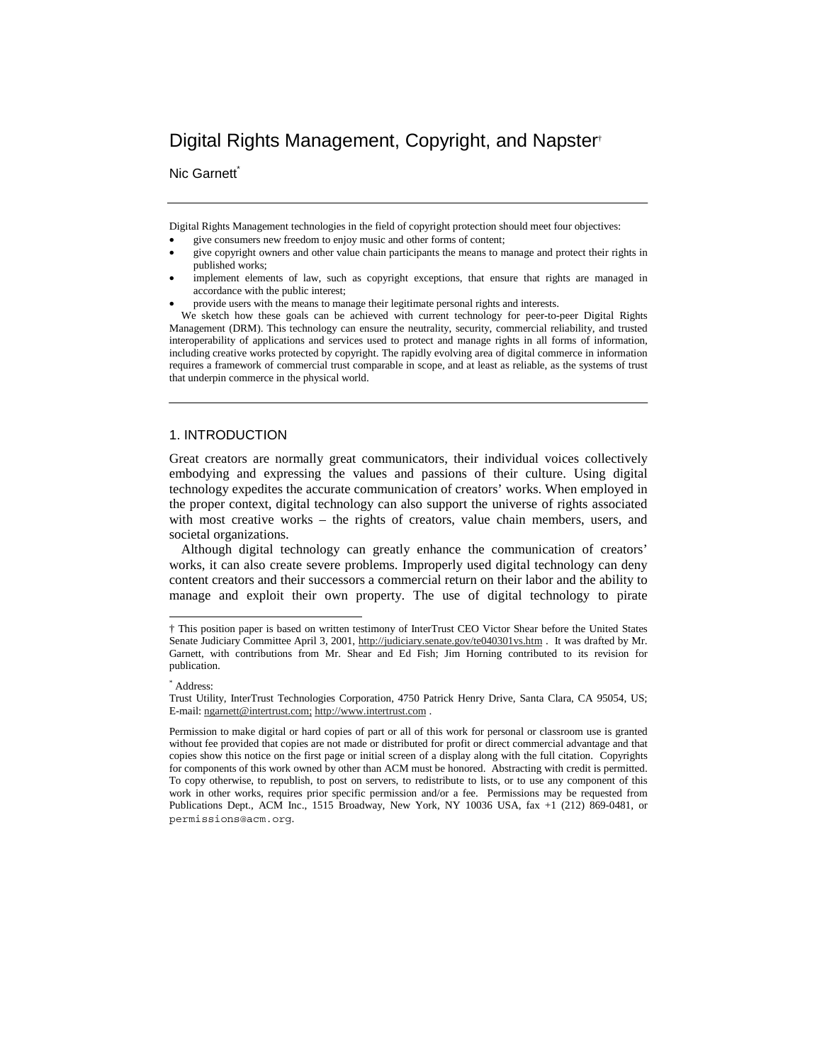# Digital Rights Management, Copyright, and Napster[†]

Nic Garnett[*]

---

Digital Rights Management technologies in the field of copyright protection should meet four objectives:

- give consumers new freedom to enjoy music and other forms of content;
- give copyright owners and other value chain participants the means to manage and protect their rights in published works;
- implement elements of law, such as copyright exceptions, that ensure that rights are managed in accordance with the public interest;
- provide users with the means to manage their legitimate personal rights and interests.

We sketch how these goals can be achieved with current technology for peer-to-peer Digital Rights Management (DRM). This technology can ensure the neutrality, security, commercial reliability, and trusted interoperability of applications and services used to protect and manage rights in all forms of information, including creative works protected by copyright. The rapidly evolving area of digital commerce in information requires a framework of commercial trust comparable in scope, and at least as reliable, as the systems of trust that underpin commerce in the physical world.

---

## 1. INTRODUCTION

Great creators are normally great communicators, their individual voices collectively embodying and expressing the values and passions of their culture. Using digital technology expedites the accurate communication of creators' works. When employed in the proper context, digital technology can also support the universe of rights associated with most creative works – the rights of creators, value chain members, users, and societal organizations.

Although digital technology can greatly enhance the communication of creators' works, it can also create severe problems. Improperly used digital technology can deny content creators and their successors a commercial return on their labor and the ability to manage and exploit their own property. The use of digital technology to pirate

---

† This position paper is based on written testimony of InterTrust CEO Victor Shear before the United States Senate Judiciary Committee April 3, 2001, http://judiciary.senate.gov/te040301vs.htm . It was drafted by Mr. Garnett, with contributions from Mr. Shear and Ed Fish; Jim Horning contributed to its revision for publication.

\* Address:
Trust Utility, InterTrust Technologies Corporation, 4750 Patrick Henry Drive, Santa Clara, CA 95054, US; E-mail: ngarnett@intertrust.com; http://www.intertrust.com .

Permission to make digital or hard copies of part or all of this work for personal or classroom use is granted without fee provided that copies are not made or distributed for profit or direct commercial advantage and that copies show this notice on the first page or initial screen of a display along with the full citation. Copyrights for components of this work owned by other than ACM must be honored. Abstracting with credit is permitted. To copy otherwise, to republish, to post on servers, to redistribute to lists, or to use any component of this work in other works, requires prior specific permission and/or a fee. Permissions may be requested from Publications Dept., ACM Inc., 1515 Broadway, New York, NY 10036 USA, fax +1 (212) 869-0481, or permissions@acm.org.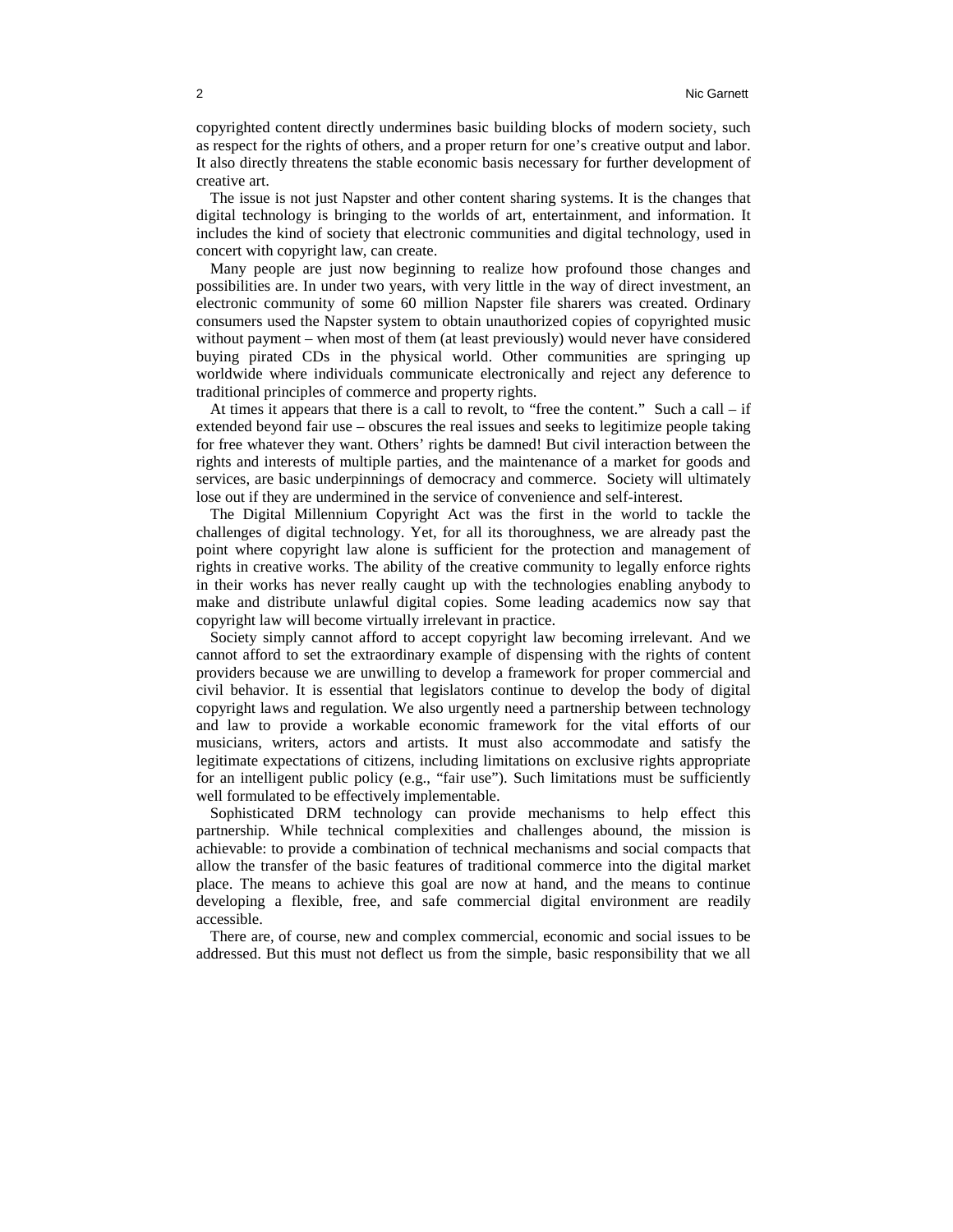copyrighted content directly undermines basic building blocks of modern society, such as respect for the rights of others, and a proper return for one's creative output and labor. It also directly threatens the stable economic basis necessary for further development of creative art.

The issue is not just Napster and other content sharing systems. It is the changes that digital technology is bringing to the worlds of art, entertainment, and information. It includes the kind of society that electronic communities and digital technology, used in concert with copyright law, can create.

Many people are just now beginning to realize how profound those changes and possibilities are. In under two years, with very little in the way of direct investment, an electronic community of some 60 million Napster file sharers was created. Ordinary consumers used the Napster system to obtain unauthorized copies of copyrighted music without payment – when most of them (at least previously) would never have considered buying pirated CDs in the physical world. Other communities are springing up worldwide where individuals communicate electronically and reject any deference to traditional principles of commerce and property rights.

At times it appears that there is a call to revolt, to "free the content." Such a call – if extended beyond fair use – obscures the real issues and seeks to legitimize people taking for free whatever they want. Others' rights be damned! But civil interaction between the rights and interests of multiple parties, and the maintenance of a market for goods and services, are basic underpinnings of democracy and commerce. Society will ultimately lose out if they are undermined in the service of convenience and self-interest.

The Digital Millennium Copyright Act was the first in the world to tackle the challenges of digital technology. Yet, for all its thoroughness, we are already past the point where copyright law alone is sufficient for the protection and management of rights in creative works. The ability of the creative community to legally enforce rights in their works has never really caught up with the technologies enabling anybody to make and distribute unlawful digital copies. Some leading academics now say that copyright law will become virtually irrelevant in practice.

Society simply cannot afford to accept copyright law becoming irrelevant. And we cannot afford to set the extraordinary example of dispensing with the rights of content providers because we are unwilling to develop a framework for proper commercial and civil behavior. It is essential that legislators continue to develop the body of digital copyright laws and regulation. We also urgently need a partnership between technology and law to provide a workable economic framework for the vital efforts of our musicians, writers, actors and artists. It must also accommodate and satisfy the legitimate expectations of citizens, including limitations on exclusive rights appropriate for an intelligent public policy (e.g., "fair use"). Such limitations must be sufficiently well formulated to be effectively implementable.

Sophisticated DRM technology can provide mechanisms to help effect this partnership. While technical complexities and challenges abound, the mission is achievable: to provide a combination of technical mechanisms and social compacts that allow the transfer of the basic features of traditional commerce into the digital market place. The means to achieve this goal are now at hand, and the means to continue developing a flexible, free, and safe commercial digital environment are readily accessible.

There are, of course, new and complex commercial, economic and social issues to be addressed. But this must not deflect us from the simple, basic responsibility that we all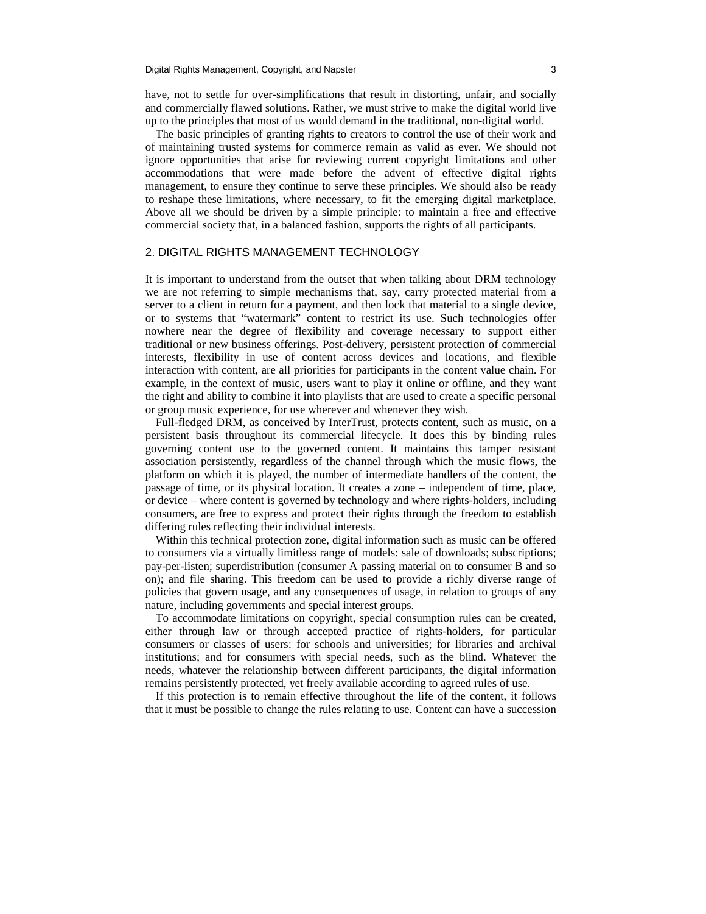have, not to settle for over-simplifications that result in distorting, unfair, and socially and commercially flawed solutions. Rather, we must strive to make the digital world live up to the principles that most of us would demand in the traditional, non-digital world.

The basic principles of granting rights to creators to control the use of their work and of maintaining trusted systems for commerce remain as valid as ever. We should not ignore opportunities that arise for reviewing current copyright limitations and other accommodations that were made before the advent of effective digital rights management, to ensure they continue to serve these principles. We should also be ready to reshape these limitations, where necessary, to fit the emerging digital marketplace. Above all we should be driven by a simple principle: to maintain a free and effective commercial society that, in a balanced fashion, supports the rights of all participants.

## 2. DIGITAL RIGHTS MANAGEMENT TECHNOLOGY

It is important to understand from the outset that when talking about DRM technology we are not referring to simple mechanisms that, say, carry protected material from a server to a client in return for a payment, and then lock that material to a single device, or to systems that "watermark" content to restrict its use. Such technologies offer nowhere near the degree of flexibility and coverage necessary to support either traditional or new business offerings. Post-delivery, persistent protection of commercial interests, flexibility in use of content across devices and locations, and flexible interaction with content, are all priorities for participants in the content value chain. For example, in the context of music, users want to play it online or offline, and they want the right and ability to combine it into playlists that are used to create a specific personal or group music experience, for use wherever and whenever they wish.

Full-fledged DRM, as conceived by InterTrust, protects content, such as music, on a persistent basis throughout its commercial lifecycle. It does this by binding rules governing content use to the governed content. It maintains this tamper resistant association persistently, regardless of the channel through which the music flows, the platform on which it is played, the number of intermediate handlers of the content, the passage of time, or its physical location. It creates a zone – independent of time, place, or device – where content is governed by technology and where rights-holders, including consumers, are free to express and protect their rights through the freedom to establish differing rules reflecting their individual interests.

Within this technical protection zone, digital information such as music can be offered to consumers via a virtually limitless range of models: sale of downloads; subscriptions; pay-per-listen; superdistribution (consumer A passing material on to consumer B and so on); and file sharing. This freedom can be used to provide a richly diverse range of policies that govern usage, and any consequences of usage, in relation to groups of any nature, including governments and special interest groups.

To accommodate limitations on copyright, special consumption rules can be created, either through law or through accepted practice of rights-holders, for particular consumers or classes of users: for schools and universities; for libraries and archival institutions; and for consumers with special needs, such as the blind. Whatever the needs, whatever the relationship between different participants, the digital information remains persistently protected, yet freely available according to agreed rules of use.

If this protection is to remain effective throughout the life of the content, it follows that it must be possible to change the rules relating to use. Content can have a succession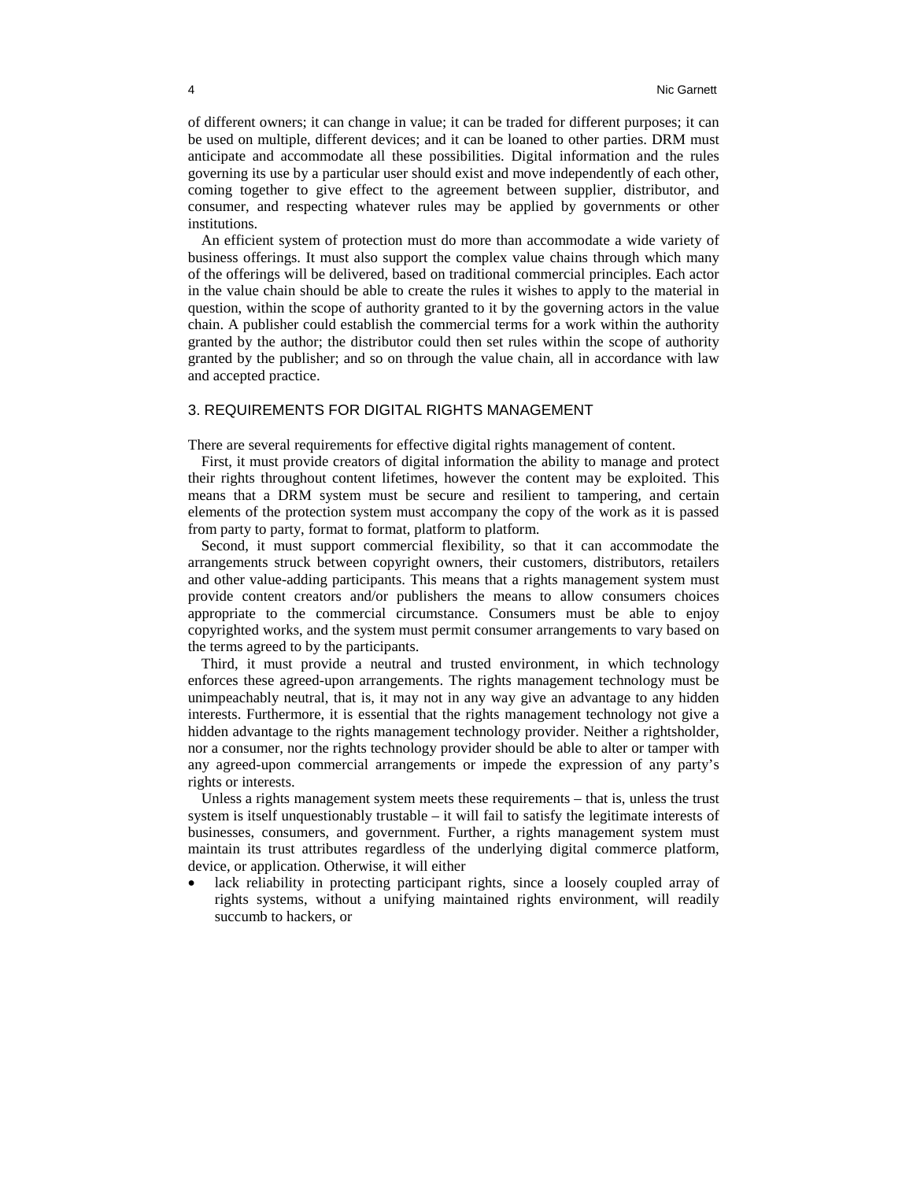of different owners; it can change in value; it can be traded for different purposes; it can be used on multiple, different devices; and it can be loaned to other parties. DRM must anticipate and accommodate all these possibilities. Digital information and the rules governing its use by a particular user should exist and move independently of each other, coming together to give effect to the agreement between supplier, distributor, and consumer, and respecting whatever rules may be applied by governments or other institutions.

An efficient system of protection must do more than accommodate a wide variety of business offerings. It must also support the complex value chains through which many of the offerings will be delivered, based on traditional commercial principles. Each actor in the value chain should be able to create the rules it wishes to apply to the material in question, within the scope of authority granted to it by the governing actors in the value chain. A publisher could establish the commercial terms for a work within the authority granted by the author; the distributor could then set rules within the scope of authority granted by the publisher; and so on through the value chain, all in accordance with law and accepted practice.

## 3. REQUIREMENTS FOR DIGITAL RIGHTS MANAGEMENT

There are several requirements for effective digital rights management of content.

First, it must provide creators of digital information the ability to manage and protect their rights throughout content lifetimes, however the content may be exploited. This means that a DRM system must be secure and resilient to tampering, and certain elements of the protection system must accompany the copy of the work as it is passed from party to party, format to format, platform to platform.

Second, it must support commercial flexibility, so that it can accommodate the arrangements struck between copyright owners, their customers, distributors, retailers and other value-adding participants. This means that a rights management system must provide content creators and/or publishers the means to allow consumers choices appropriate to the commercial circumstance. Consumers must be able to enjoy copyrighted works, and the system must permit consumer arrangements to vary based on the terms agreed to by the participants.

Third, it must provide a neutral and trusted environment, in which technology enforces these agreed-upon arrangements. The rights management technology must be unimpeachably neutral, that is, it may not in any way give an advantage to any hidden interests. Furthermore, it is essential that the rights management technology not give a hidden advantage to the rights management technology provider. Neither a rightsholder, nor a consumer, nor the rights technology provider should be able to alter or tamper with any agreed-upon commercial arrangements or impede the expression of any party's rights or interests.

Unless a rights management system meets these requirements – that is, unless the trust system is itself unquestionably trustable – it will fail to satisfy the legitimate interests of businesses, consumers, and government. Further, a rights management system must maintain its trust attributes regardless of the underlying digital commerce platform, device, or application. Otherwise, it will either

- lack reliability in protecting participant rights, since a loosely coupled array of rights systems, without a unifying maintained rights environment, will readily succumb to hackers, or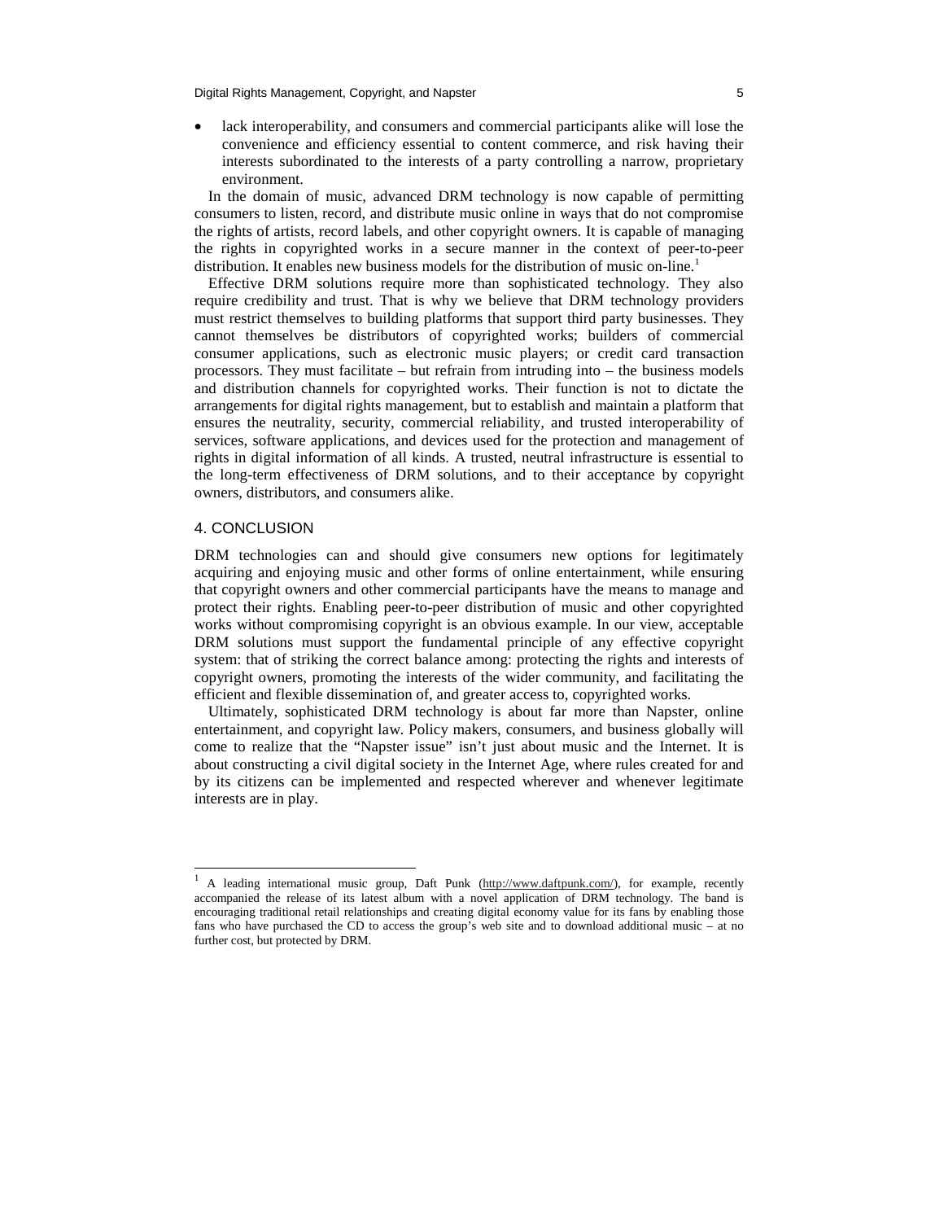- lack interoperability, and consumers and commercial participants alike will lose the convenience and efficiency essential to content commerce, and risk having their interests subordinated to the interests of a party controlling a narrow, proprietary environment.

In the domain of music, advanced DRM technology is now capable of permitting consumers to listen, record, and distribute music online in ways that do not compromise the rights of artists, record labels, and other copyright owners. It is capable of managing the rights in copyrighted works in a secure manner in the context of peer-to-peer distribution. It enables new business models for the distribution of music on-line.[1]

Effective DRM solutions require more than sophisticated technology. They also require credibility and trust. That is why we believe that DRM technology providers must restrict themselves to building platforms that support third party businesses. They cannot themselves be distributors of copyrighted works; builders of commercial consumer applications, such as electronic music players; or credit card transaction processors. They must facilitate – but refrain from intruding into – the business models and distribution channels for copyrighted works. Their function is not to dictate the arrangements for digital rights management, but to establish and maintain a platform that ensures the neutrality, security, commercial reliability, and trusted interoperability of services, software applications, and devices used for the protection and management of rights in digital information of all kinds. A trusted, neutral infrastructure is essential to the long-term effectiveness of DRM solutions, and to their acceptance by copyright owners, distributors, and consumers alike.

## 4. CONCLUSION

DRM technologies can and should give consumers new options for legitimately acquiring and enjoying music and other forms of online entertainment, while ensuring that copyright owners and other commercial participants have the means to manage and protect their rights. Enabling peer-to-peer distribution of music and other copyrighted works without compromising copyright is an obvious example. In our view, acceptable DRM solutions must support the fundamental principle of any effective copyright system: that of striking the correct balance among: protecting the rights and interests of copyright owners, promoting the interests of the wider community, and facilitating the efficient and flexible dissemination of, and greater access to, copyrighted works.

Ultimately, sophisticated DRM technology is about far more than Napster, online entertainment, and copyright law. Policy makers, consumers, and business globally will come to realize that the "Napster issue" isn't just about music and the Internet. It is about constructing a civil digital society in the Internet Age, where rules created for and by its citizens can be implemented and respected wherever and whenever legitimate interests are in play.

---

[1] A leading international music group, Daft Punk (http://www.daftpunk.com/), for example, recently accompanied the release of its latest album with a novel application of DRM technology. The band is encouraging traditional retail relationships and creating digital economy value for its fans by enabling those fans who have purchased the CD to access the group's web site and to download additional music – at no further cost, but protected by DRM.